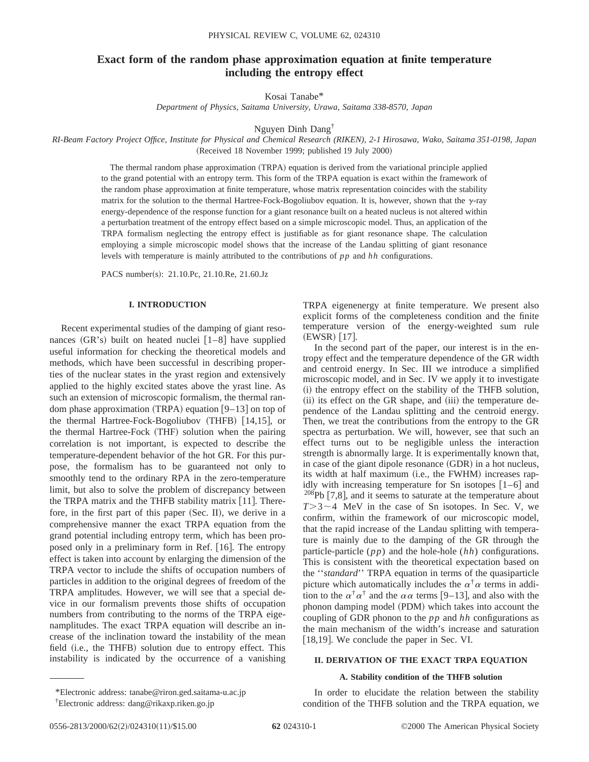# Exact form of the random phase approximation equation at finite temperature including the entropy effect

Kosai Tanabe*

*Department of Physics, Saitama University, Urawa, Saitama 338-8570, Japan*

Nguyen Dinh Dang†

*RI-Beam Factory Project Office, Institute for Physical and Chemical Research (RIKEN), 2-1 Hirosawa, Wako, Saitama 351-0198, Japan*

(Received 18 November 1999; published 19 July 2000)

The thermal random phase approximation (TRPA) equation is derived from the variational principle applied to the grand potential with an entropy term. This form of the TRPA equation is exact within the framework of the random phase approximation at finite temperature, whose matrix representation coincides with the stability matrix for the solution to the thermal Hartree-Fock-Bogoliubov equation. It is, however, shown that the $\gamma$-ray energy-dependence of the response function for a giant resonance built on a heated nucleus is not altered within a perturbation treatment of the entropy effect based on a simple microscopic model. Thus, an application of the TRPA formalism neglecting the entropy effect is justifiable as for giant resonance shape. The calculation employing a simple microscopic model shows that the increase of the Landau splitting of giant resonance levels with temperature is mainly attributed to the contributions of $pp$ and $hh$ configurations.

PACS number(s): 21.10.Pc, 21.10.Re, 21.60.Jz

## I. INTRODUCTION

Recent experimental studies of the damping of giant resonances (GR's) built on heated nuclei [1–8] have supplied useful information for checking the theoretical models and methods, which have been successful in describing properties of the nuclear states in the yrast region and extensively applied to the highly excited states above the yrast line. As such an extension of microscopic formalism, the thermal random phase approximation (TRPA) equation [9–13] on top of the thermal Hartree-Fock-Bogoliubov (THFB) [14,15], or the thermal Hartree-Fock (THF) solution when the pairing correlation is not important, is expected to describe the temperature-dependent behavior of the hot GR. For this purpose, the formalism has to be guaranteed not only to smoothly tend to the ordinary RPA in the zero-temperature limit, but also to solve the problem of discrepancy between the TRPA matrix and the THFB stability matrix [11]. Therefore, in the first part of this paper (Sec. II), we derive in a comprehensive manner the exact TRPA equation from the grand potential including entropy term, which has been proposed only in a preliminary form in Ref. [16]. The entropy effect is taken into account by enlarging the dimension of the TRPA vector to include the shifts of occupation numbers of particles in addition to the original degrees of freedom of the TRPA amplitudes. However, we will see that a special device in our formalism prevents those shifts of occupation numbers from contributing to the norms of the TRPA eigenamplitudes. The exact TRPA equation will describe an increase of the inclination toward the instability of the mean field (i.e., the THFB) solution due to entropy effect. This instability is indicated by the occurrence of a vanishing TRPA eigenenergy at finite temperature. We present also explicit forms of the completeness condition and the finite temperature version of the energy-weighted sum rule (EWSR) [17].

In the second part of the paper, our interest is in the entropy effect and the temperature dependence of the GR width and centroid energy. In Sec. III we introduce a simplified microscopic model, and in Sec. IV we apply it to investigate (i) the entropy effect on the stability of the THFB solution, (ii) its effect on the GR shape, and (iii) the temperature dependence of the Landau splitting and the centroid energy. Then, we treat the contributions from the entropy to the GR spectra as perturbation. We will, however, see that such an effect turns out to be negligible unless the interaction strength is abnormally large. It is experimentally known that, in case of the giant dipole resonance (GDR) in a hot nucleus, its width at half maximum (i.e., the FWHM) increases rapidly with increasing temperature for Sn isotopes [1–6] and $^{208}$Pb [7,8], and it seems to saturate at the temperature about $T>3\sim4$ MeV in the case of Sn isotopes. In Sec. V, we confirm, within the framework of our microscopic model, that the rapid increase of the Landau splitting with temperature is mainly due to the damping of the GR through the particle-particle ($pp$) and the hole-hole ($hh$) configurations. This is consistent with the theoretical expectation based on the ''*standard*'' TRPA equation in terms of the quasiparticle picture which automatically includes the $\alpha^\dagger\alpha$ terms in addition to the $\alpha^\dagger\alpha^\dagger$ and the $\alpha\alpha$ terms [9–13], and also with the phonon damping model (PDM) which takes into account the coupling of GDR phonon to the $pp$ and $hh$ configurations as the main mechanism of the width's increase and saturation [18,19]. We conclude the paper in Sec. VI.

## II. DERIVATION OF THE EXACT TRPA EQUATION

### A. Stability condition of the THFB solution

In order to elucidate the relation between the stability condition of the THFB solution and the TRPA equation, we

*Electronic address: tanabe@riron.ged.saitama-u.ac.jp

†Electronic address: dang@rikaxp.riken.go.jp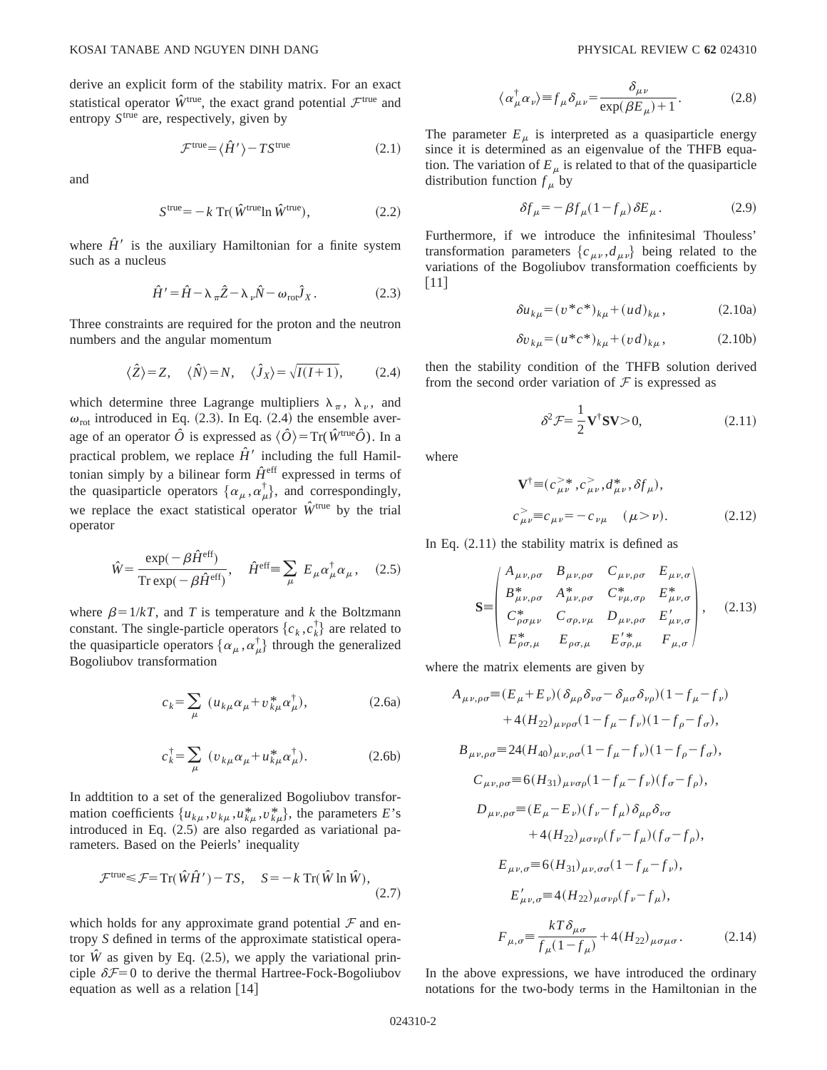derive an explicit form of the stability matrix. For an exact statistical operator $\hat{W}^{\rm true}$, the exact grand potential $\mathcal{F}^{\rm true}$ and entropy $S^{\rm true}$ are, respectively, given by

$$\mathcal{F}^{\rm true}=\langle \hat{H}' \rangle - TS^{\rm true} \tag{2.1}$$

and

$$S^{\rm true}=-k\,{\rm Tr}(\hat{W}^{\rm true}\ln \hat{W}^{\rm true}), \tag{2.2}$$

where $\hat{H}'$ is the auxiliary Hamiltonian for a finite system such as a nucleus

$$\hat{H}'=\hat{H}-\lambda_{\pi}\hat{Z}-\lambda_{\nu}\hat{N}-\omega_{\rm rot}\hat{J}_X. \tag{2.3}$$

Three constraints are required for the proton and the neutron numbers and the angular momentum

$$\langle \hat{Z}\rangle = Z, \quad \langle \hat{N}\rangle = N, \quad \langle \hat{J}_X\rangle = \sqrt{I(I+1)}, \tag{2.4}$$

which determine three Lagrange multipliers $\lambda_{\pi}$, $\lambda_{\nu}$, and $\omega_{\rm rot}$ introduced in Eq. (2.3). In Eq. (2.4) the ensemble average of an operator $\hat{O}$ is expressed as $\langle \hat{O}\rangle = {\rm Tr}(\hat{W}^{\rm true}\hat{O})$. In a practical problem, we replace $\hat{H}'$ including the full Hamiltonian simply by a bilinear form $\hat{H}^{\rm eff}$ expressed in terms of the quasiparticle operators $\{\alpha_{\mu},\alpha_{\mu}^{\dagger}\}$, and correspondingly, we replace the exact statistical operator $\hat{W}^{\rm true}$ by the trial operator

$$\hat{W}=\frac{\exp(-\beta \hat{H}^{\rm eff})}{{\rm Tr}\exp(-\beta \hat{H}^{\rm eff})}, \quad \hat{H}^{\rm eff}\equiv \sum_{\mu} E_{\mu}\alpha_{\mu}^{\dagger}\alpha_{\mu}, \tag{2.5}$$

where $\beta = 1/kT$, and $T$ is temperature and $k$ the Boltzmann constant. The single-particle operators $\{c_k, c_k^{\dagger}\}$ are related to the quasiparticle operators $\{\alpha_{\mu},\alpha_{\mu}^{\dagger}\}$ through the generalized Bogoliubov transformation

$$c_k=\sum_{\mu}(u_{k\mu}\alpha_{\mu}+v_{k\mu}^{*}\alpha_{\mu}^{\dagger}), \tag{2.6a}$$

$$c_k^{\dagger}=\sum_{\mu}(v_{k\mu}\alpha_{\mu}+u_{k\mu}^{*}\alpha_{\mu}^{\dagger}). \tag{2.6b}$$

In addtition to a set of the generalized Bogoliubov transformation coefficients $\{u_{k\mu}, v_{k\mu}, u_{k\mu}^{*}, v_{k\mu}^{*}\}$, the parameters $E$'s introduced in Eq. (2.5) are also regarded as variational parameters. Based on the Peierls' inequality

$$\mathcal{F}^{\rm true}\leqslant \mathcal{F}={\rm Tr}(\hat{W}\hat{H}')-TS, \quad S=-k\,{\rm Tr}(\hat{W}\ln \hat{W}), \tag{2.7}$$

which holds for any approximate grand potential $\mathcal{F}$ and entropy $S$ defined in terms of the approximate statistical operator $\hat{W}$ as given by Eq. (2.5), we apply the variational principle $\delta\mathcal{F}=0$ to derive the thermal Hartree-Fock-Bogoliubov equation as well as a relation [14]

$$\langle \alpha_{\mu}^{\dagger}\alpha_{\nu}\rangle \equiv f_{\mu}\delta_{\mu\nu}=\frac{\delta_{\mu\nu}}{\exp(\beta E_{\mu})+1}. \tag{2.8}$$

The parameter $E_{\mu}$ is interpreted as a quasiparticle energy since it is determined as an eigenvalue of the THFB equation. The variation of $E_{\mu}$ is related to that of the quasiparticle distribution function $f_{\mu}$ by

$$\delta f_{\mu}=-\beta f_{\mu}(1-f_{\mu})\,\delta E_{\mu}. \tag{2.9}$$

Furthermore, if we introduce the infinitesimal Thouless' transformation parameters $\{c_{\mu\nu}, d_{\mu\nu}\}$ being related to the variations of the Bogoliubov transformation coefficients by [11]

$$\delta u_{k\mu}=(v^{*}c^{*})_{k\mu}+(ud)_{k\mu}, \tag{2.10a}$$

$$\delta v_{k\mu}=(u^{*}c^{*})_{k\mu}+(vd)_{k\mu}, \tag{2.10b}$$

then the stability condition of the THFB solution derived from the second order variation of $\mathcal{F}$ is expressed as

$$\delta^2\mathcal{F}=\frac{1}{2}\mathbf{V}^{\dagger}\mathbf{S}\mathbf{V}>0, \tag{2.11}$$

where

$$\mathbf{V}^{\dagger}\equiv(c_{\mu\nu}^{>*}, c_{\mu\nu}^{>}, d_{\mu\nu}^{*}, \delta f_{\mu}),$$
$$c_{\mu\nu}^{>}\equiv c_{\mu\nu}=-c_{\nu\mu} \quad (\mu>\nu). \tag{2.12}$$

In Eq. (2.11) the stability matrix is defined as

$$\mathbf{S}\equiv\begin{pmatrix} A_{\mu\nu,\rho\sigma} & B_{\mu\nu,\rho\sigma} & C_{\mu\nu,\rho\sigma} & E_{\mu\nu,\sigma} \\ B_{\mu\nu,\rho\sigma}^{*} & A_{\mu\nu,\rho\sigma}^{*} & C_{\nu\mu,\sigma\rho}^{*} & E_{\mu\nu,\sigma}^{*} \\ C_{\rho\sigma\mu\nu}^{*} & C_{\sigma\rho,\nu\mu} & D_{\mu\nu,\rho\sigma} & E'_{\mu\nu,\sigma} \\ E_{\rho\sigma,\mu}^{*} & E_{\rho\sigma,\mu} & E'^{*}_{\sigma\rho,\mu} & F_{\mu,\sigma} \end{pmatrix}, \tag{2.13}$$

where the matrix elements are given by

$$\begin{aligned}
A_{\mu\nu,\rho\sigma}\equiv{}&(E_{\mu}+E_{\nu})(\delta_{\mu\rho}\delta_{\nu\sigma}-\delta_{\mu\sigma}\delta_{\nu\rho})(1-f_{\mu}-f_{\nu})\\
&+4(H_{22})_{\mu\nu\rho\sigma}(1-f_{\mu}-f_{\nu})(1-f_{\rho}-f_{\sigma}),\\
B_{\mu\nu,\rho\sigma}\equiv{}&24(H_{40})_{\mu\nu,\rho\sigma}(1-f_{\mu}-f_{\nu})(1-f_{\rho}-f_{\sigma}),\\
C_{\mu\nu,\rho\sigma}\equiv{}&6(H_{31})_{\mu\nu\sigma\rho}(1-f_{\mu}-f_{\nu})(f_{\sigma}-f_{\rho}),\\
D_{\mu\nu,\rho\sigma}\equiv{}&(E_{\mu}-E_{\nu})(f_{\nu}-f_{\mu})\delta_{\mu\rho}\delta_{\nu\sigma}\\
&+4(H_{22})_{\mu\sigma\nu\rho}(f_{\nu}-f_{\mu})(f_{\sigma}-f_{\rho}),\\
E_{\mu\nu,\sigma}\equiv{}&6(H_{31})_{\mu\nu,\sigma\sigma}(1-f_{\mu}-f_{\nu}),\\
E'_{\mu\nu,\sigma}\equiv{}&4(H_{22})_{\mu\sigma\nu\rho}(f_{\nu}-f_{\mu}),\\
F_{\mu,\sigma}\equiv{}&\frac{kT\delta_{\mu\sigma}}{f_{\mu}(1-f_{\mu})}+4(H_{22})_{\mu\sigma\mu\sigma}.
\end{aligned} \tag{2.14}$$

In the above expressions, we have introduced the ordinary notations for the two-body terms in the Hamiltonian in the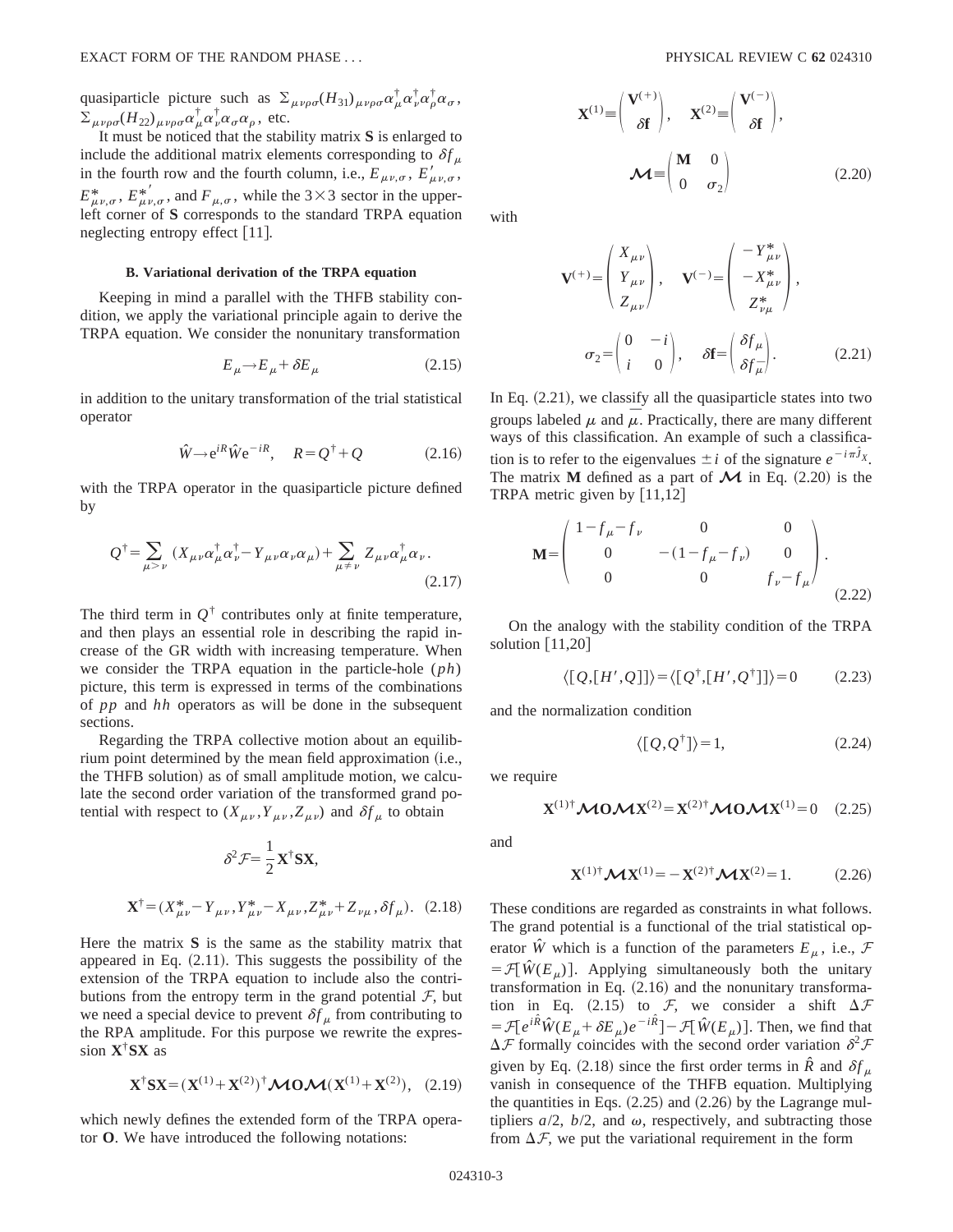quasiparticle picture such as $\sum_{\mu\nu\rho\sigma}(H_{31})_{\mu\nu\rho\sigma}\alpha_\mu^\dagger\alpha_\nu^\dagger\alpha_\rho^\dagger\alpha_\sigma$, $\sum_{\mu\nu\rho\sigma}(H_{22})_{\mu\nu\rho\sigma}\alpha_\mu^\dagger\alpha_\nu^\dagger\alpha_\sigma\alpha_\rho$, etc.

It must be noticed that the stability matrix $\mathbf{S}$ is enlarged to include the additional matrix elements corresponding to $\delta f_\mu$ in the fourth row and the fourth column, i.e., $E_{\mu\nu,\sigma}$, $E'_{\mu\nu,\sigma}$, $E^*_{\mu\nu,\sigma}$, $E^{*'}_{\mu\nu,\sigma}$, and $F_{\mu,\sigma}$, while the $3\times3$ sector in the upper-left corner of $\mathbf{S}$ corresponds to the standard TRPA equation neglecting entropy effect [11].

### B. Variational derivation of the TRPA equation

Keeping in mind a parallel with the THFB stability condition, we apply the variational principle again to derive the TRPA equation. We consider the nonunitary transformation

$$E_\mu \to E_\mu + \delta E_\mu \tag{2.15}$$

in addition to the unitary transformation of the trial statistical operator

$$\hat{W} \to e^{iR}\hat{W}e^{-iR}, \quad R = Q^\dagger + Q \tag{2.16}$$

with the TRPA operator in the quasiparticle picture defined by

$$Q^\dagger = \sum_{\mu>\nu}(X_{\mu\nu}\alpha_\mu^\dagger\alpha_\nu^\dagger - Y_{\mu\nu}\alpha_\nu\alpha_\mu) + \sum_{\mu\neq\nu} Z_{\mu\nu}\alpha_\mu^\dagger\alpha_\nu. \tag{2.17}$$

The third term in $Q^\dagger$ contributes only at finite temperature, and then plays an essential role in describing the rapid increase of the GR width with increasing temperature. When we consider the TRPA equation in the particle-hole ($ph$) picture, this term is expressed in terms of the combinations of $pp$ and $hh$ operators as will be done in the subsequent sections.

Regarding the TRPA collective motion about an equilibrium point determined by the mean field approximation (i.e., the THFB solution) as of small amplitude motion, we calculate the second order variation of the transformed grand potential with respect to $(X_{\mu\nu}, Y_{\mu\nu}, Z_{\mu\nu})$ and $\delta f_\mu$ to obtain

$$\delta^2\mathcal{F} = \frac{1}{2}\mathbf{X}^\dagger\mathbf{S}\mathbf{X},$$

$$\mathbf{X}^\dagger = (X^*_{\mu\nu} - Y_{\mu\nu}, Y^*_{\mu\nu} - X_{\mu\nu}, Z^*_{\mu\nu} + Z_{\nu\mu}, \delta f_\mu). \tag{2.18}$$

Here the matrix $\mathbf{S}$ is the same as the stability matrix that appeared in Eq. (2.11). This suggests the possibility of the extension of the TRPA equation to include also the contributions from the entropy term in the grand potential $\mathcal{F}$, but we need a special device to prevent $\delta f_\mu$ from contributing to the RPA amplitude. For this purpose we rewrite the expression $\mathbf{X}^\dagger\mathbf{S}\mathbf{X}$ as

$$\mathbf{X}^\dagger\mathbf{S}\mathbf{X} = (\mathbf{X}^{(1)} + \mathbf{X}^{(2)})^\dagger \boldsymbol{\mathcal{M}}\mathbf{O}\boldsymbol{\mathcal{M}}(\mathbf{X}^{(1)} + \mathbf{X}^{(2)}), \tag{2.19}$$

which newly defines the extended form of the TRPA operator $\mathbf{O}$. We have introduced the following notations:

$$\mathbf{X}^{(1)} \equiv \begin{pmatrix} \mathbf{V}^{(+)} \\ \delta\mathbf{f} \end{pmatrix}, \quad \mathbf{X}^{(2)} \equiv \begin{pmatrix} \mathbf{V}^{(-)} \\ \delta\mathbf{f} \end{pmatrix},$$

$$\boldsymbol{\mathcal{M}} \equiv \begin{pmatrix} \mathbf{M} & 0 \\ 0 & \sigma_2 \end{pmatrix} \tag{2.20}$$

with

$$\mathbf{V}^{(+)} = \begin{pmatrix} X_{\mu\nu} \\ Y_{\mu\nu} \\ Z_{\mu\nu} \end{pmatrix}, \quad \mathbf{V}^{(-)} = \begin{pmatrix} -Y^*_{\mu\nu} \\ -X^*_{\mu\nu} \\ Z^*_{\nu\mu} \end{pmatrix},$$

$$\sigma_2 = \begin{pmatrix} 0 & -i \\ i & 0 \end{pmatrix}, \quad \delta\mathbf{f} = \begin{pmatrix} \delta f_\mu \\ \delta f_{\bar{\mu}} \end{pmatrix}. \tag{2.21}$$

In Eq. (2.21), we classify all the quasiparticle states into two groups labeled $\mu$ and $\bar{\mu}$. Practically, there are many different ways of this classification. An example of such a classification is to refer to the eigenvalues $\pm i$ of the signature $e^{-i\pi\hat{J}_X}$. The matrix $\mathbf{M}$ defined as a part of $\boldsymbol{\mathcal{M}}$ in Eq. (2.20) is the TRPA metric given by [11,12]

$$\mathbf{M} = \begin{pmatrix} 1-f_\mu-f_\nu & 0 & 0 \\ 0 & -(1-f_\mu-f_\nu) & 0 \\ 0 & 0 & f_\nu - f_\mu \end{pmatrix}. \tag{2.22}$$

On the analogy with the stability condition of the TRPA solution [11,20]

$$\langle[Q,[H',Q]]\rangle = \langle[Q^\dagger,[H',Q^\dagger]]\rangle = 0 \tag{2.23}$$

and the normalization condition

$$\langle[Q,Q^\dagger]\rangle = 1, \tag{2.24}$$

we require

$$\mathbf{X}^{(1)\dagger}\boldsymbol{\mathcal{M}}\mathbf{O}\boldsymbol{\mathcal{M}}\mathbf{X}^{(2)} = \mathbf{X}^{(2)\dagger}\boldsymbol{\mathcal{M}}\mathbf{O}\boldsymbol{\mathcal{M}}\mathbf{X}^{(1)} = 0 \tag{2.25}$$

and

$$\mathbf{X}^{(1)\dagger}\boldsymbol{\mathcal{M}}\mathbf{X}^{(1)} = -\mathbf{X}^{(2)\dagger}\boldsymbol{\mathcal{M}}\mathbf{X}^{(2)} = 1. \tag{2.26}$$

These conditions are regarded as constraints in what follows. The grand potential is a functional of the trial statistical operator $\hat{W}$ which is a function of the parameters $E_\mu$, i.e., $\mathcal{F} = \mathcal{F}[\hat{W}(E_\mu)]$. Applying simultaneously both the unitary transformation in Eq. (2.16) and the nonunitary transformation in Eq. (2.15) to $\mathcal{F}$, we consider a shift $\Delta\mathcal{F} = \mathcal{F}[e^{i\hat{R}}\hat{W}(E_\mu+\delta E_\mu)e^{-i\hat{R}}] - \mathcal{F}[\hat{W}(E_\mu)]$. Then, we find that $\Delta\mathcal{F}$ formally coincides with the second order variation $\delta^2\mathcal{F}$ given by Eq. (2.18) since the first order terms in $\hat{R}$ and $\delta f_\mu$ vanish in consequence of the THFB equation. Multiplying the quantities in Eqs. (2.25) and (2.26) by the Lagrange multipliers $a/2$, $b/2$, and $\omega$, respectively, and subtracting those from $\Delta\mathcal{F}$, we put the variational requirement in the form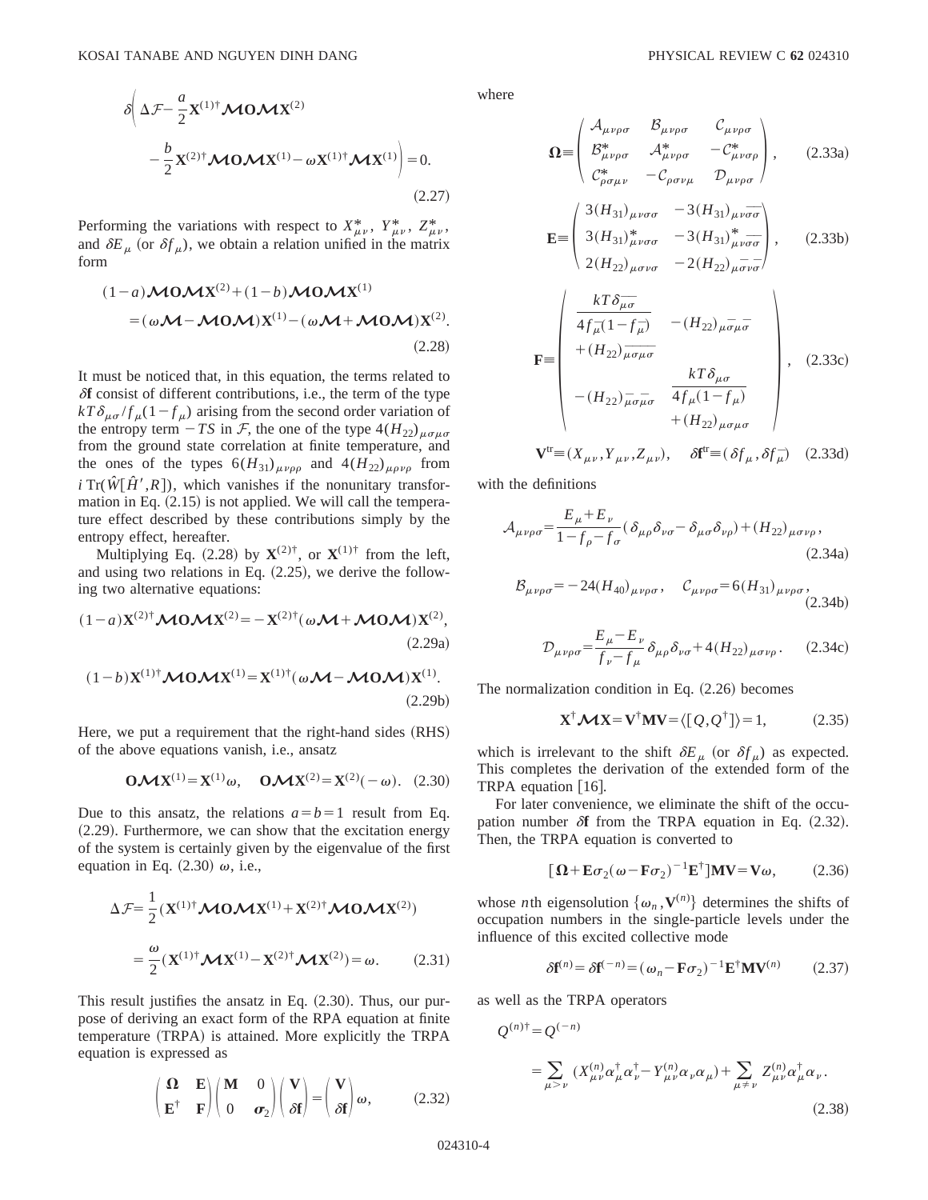$$\delta\left(\Delta\mathcal{F}-\frac{a}{2}\mathbf{X}^{(1)\dagger}\boldsymbol{\mathcal{M}}\mathbf{O}\boldsymbol{\mathcal{M}}\mathbf{X}^{(2)}-\frac{b}{2}\mathbf{X}^{(2)\dagger}\boldsymbol{\mathcal{M}}\mathbf{O}\boldsymbol{\mathcal{M}}\mathbf{X}^{(1)}-\omega\mathbf{X}^{(1)\dagger}\boldsymbol{\mathcal{M}}\mathbf{X}^{(1)}\right)=0. \tag{2.27}$$

Performing the variations with respect to $X^{*}_{\mu\nu}$, $Y^{*}_{\mu\nu}$, $Z^{*}_{\mu\nu}$, and $\delta E_{\mu}$ (or $\delta f_{\mu}$), we obtain a relation unified in the matrix form

$$(1-a)\boldsymbol{\mathcal{M}}\mathbf{O}\boldsymbol{\mathcal{M}}\mathbf{X}^{(2)}+(1-b)\boldsymbol{\mathcal{M}}\mathbf{O}\boldsymbol{\mathcal{M}}\mathbf{X}^{(1)}=(\omega\boldsymbol{\mathcal{M}}-\boldsymbol{\mathcal{M}}\mathbf{O}\boldsymbol{\mathcal{M}})\mathbf{X}^{(1)}-(\omega\boldsymbol{\mathcal{M}}+\boldsymbol{\mathcal{M}}\mathbf{O}\boldsymbol{\mathcal{M}})\mathbf{X}^{(2)}. \tag{2.28}$$

It must be noticed that, in this equation, the terms related to $\delta\mathbf{f}$ consist of different contributions, i.e., the term of the type $kT\delta_{\mu\sigma}/f_{\mu}(1-f_{\mu})$ arising from the second order variation of the entropy term $-TS$ in $\mathcal{F}$, the one of the type $4(H_{22})_{\mu\sigma\mu\sigma}$ from the ground state correlation at finite temperature, and the ones of the types $6(H_{31})_{\mu\nu\rho\rho}$ and $4(H_{22})_{\mu\rho\nu\rho}$ from $i\,\mathrm{Tr}(\hat{W}[\hat{H}',R])$, which vanishes if the nonunitary transformation in Eq. (2.15) is not applied. We will call the temperature effect described by these contributions simply by the entropy effect, hereafter.

Multiplying Eq. (2.28) by $\mathbf{X}^{(2)\dagger}$, or $\mathbf{X}^{(1)\dagger}$ from the left, and using two relations in Eq. (2.25), we derive the following two alternative equations:

$$(1-a)\mathbf{X}^{(2)\dagger}\boldsymbol{\mathcal{M}}\mathbf{O}\boldsymbol{\mathcal{M}}\mathbf{X}^{(2)}=-\mathbf{X}^{(2)\dagger}(\omega\boldsymbol{\mathcal{M}}+\boldsymbol{\mathcal{M}}\mathbf{O}\boldsymbol{\mathcal{M}})\mathbf{X}^{(2)}, \tag{2.29a}$$

$$(1-b)\mathbf{X}^{(1)\dagger}\boldsymbol{\mathcal{M}}\mathbf{O}\boldsymbol{\mathcal{M}}\mathbf{X}^{(1)}=\mathbf{X}^{(1)\dagger}(\omega\boldsymbol{\mathcal{M}}-\boldsymbol{\mathcal{M}}\mathbf{O}\boldsymbol{\mathcal{M}})\mathbf{X}^{(1)}. \tag{2.29b}$$

Here, we put a requirement that the right-hand sides (RHS) of the above equations vanish, i.e., ansatz

$$\mathbf{O}\boldsymbol{\mathcal{M}}\mathbf{X}^{(1)}=\mathbf{X}^{(1)}\omega,\quad \mathbf{O}\boldsymbol{\mathcal{M}}\mathbf{X}^{(2)}=\mathbf{X}^{(2)}(-\omega). \tag{2.30}$$

Due to this ansatz, the relations $a=b=1$ result from Eq. (2.29). Furthermore, we can show that the excitation energy of the system is certainly given by the eigenvalue of the first equation in Eq. (2.30) $\omega$, i.e.,

$$\Delta\mathcal{F}=\frac{1}{2}(\mathbf{X}^{(1)\dagger}\boldsymbol{\mathcal{M}}\mathbf{O}\boldsymbol{\mathcal{M}}\mathbf{X}^{(1)}+\mathbf{X}^{(2)\dagger}\boldsymbol{\mathcal{M}}\mathbf{O}\boldsymbol{\mathcal{M}}\mathbf{X}^{(2)})=\frac{\omega}{2}(\mathbf{X}^{(1)\dagger}\boldsymbol{\mathcal{M}}\mathbf{X}^{(1)}-\mathbf{X}^{(2)\dagger}\boldsymbol{\mathcal{M}}\mathbf{X}^{(2)})=\omega. \tag{2.31}$$

This result justifies the ansatz in Eq. (2.30). Thus, our purpose of deriving an exact form of the RPA equation at finite temperature (TRPA) is attained. More explicitly the TRPA equation is expressed as

$$\begin{pmatrix}\boldsymbol{\Omega} & \mathbf{E}\\ \mathbf{E}^{\dagger} & \mathbf{F}\end{pmatrix}\begin{pmatrix}\mathbf{M} & 0\\ 0 & \boldsymbol{\sigma}_2\end{pmatrix}\begin{pmatrix}\mathbf{V}\\ \delta\mathbf{f}\end{pmatrix}=\begin{pmatrix}\mathbf{V}\\ \delta\mathbf{f}\end{pmatrix}\omega, \tag{2.32}$$

where

$$\boldsymbol{\Omega}\equiv\begin{pmatrix}\mathcal{A}_{\mu\nu\rho\sigma} & \mathcal{B}_{\mu\nu\rho\sigma} & \mathcal{C}_{\mu\nu\rho\sigma}\\ \mathcal{B}^{*}_{\mu\nu\rho\sigma} & \mathcal{A}^{*}_{\mu\nu\rho\sigma} & -\mathcal{C}^{*}_{\mu\nu\sigma\rho}\\ \mathcal{C}^{*}_{\rho\sigma\mu\nu} & -\mathcal{C}_{\rho\sigma\nu\mu} & \mathcal{D}_{\mu\nu\rho\sigma}\end{pmatrix}, \tag{2.33a}$$

$$\mathbf{E}\equiv\begin{pmatrix}3(H_{31})_{\mu\nu\sigma\sigma} & -3(H_{31})_{\mu\nu\bar{\sigma}\bar{\sigma}}\\ 3(H_{31})^{*}_{\mu\nu\sigma\sigma} & -3(H_{31})^{*}_{\mu\nu\bar{\sigma}\bar{\sigma}}\\ 2(H_{22})_{\mu\sigma\nu\sigma} & -2(H_{22})_{\mu\bar{\sigma}\nu\bar{\sigma}}\end{pmatrix}, \tag{2.33b}$$

$$\mathbf{F}\equiv\begin{pmatrix}\dfrac{kT\delta_{\bar{\mu}\bar{\sigma}}}{4f_{\bar{\mu}}(1-f_{\bar{\mu}})}+(H_{22})_{\bar{\mu}\bar{\sigma}\bar{\mu}\bar{\sigma}} & -(H_{22})_{\mu\bar{\sigma}\mu\bar{\sigma}}\\ -(H_{22})_{\bar{\mu}\sigma\bar{\mu}\sigma} & \dfrac{kT\delta_{\mu\sigma}}{4f_{\mu}(1-f_{\mu})}+(H_{22})_{\mu\sigma\mu\sigma}\end{pmatrix}, \tag{2.33c}$$

$$\mathbf{V}^{\mathrm{tr}}\equiv(X_{\mu\nu},Y_{\mu\nu},Z_{\mu\nu}),\quad \delta\mathbf{f}^{\mathrm{tr}}\equiv(\delta f_{\mu},\delta f_{\bar{\mu}}) \tag{2.33d}$$

with the definitions

$$\mathcal{A}_{\mu\nu\rho\sigma}=\frac{E_{\mu}+E_{\nu}}{1-f_{\rho}-f_{\sigma}}(\delta_{\mu\rho}\delta_{\nu\sigma}-\delta_{\mu\sigma}\delta_{\nu\rho})+(H_{22})_{\mu\sigma\nu\rho}, \tag{2.34a}$$

$$\mathcal{B}_{\mu\nu\rho\sigma}=-24(H_{40})_{\mu\nu\rho\sigma},\quad \mathcal{C}_{\mu\nu\rho\sigma}=6(H_{31})_{\mu\nu\rho\sigma}, \tag{2.34b}$$

$$\mathcal{D}_{\mu\nu\rho\sigma}=\frac{E_{\mu}-E_{\nu}}{f_{\nu}-f_{\mu}}\delta_{\mu\rho}\delta_{\nu\sigma}+4(H_{22})_{\mu\sigma\nu\rho}. \tag{2.34c}$$

The normalization condition in Eq. (2.26) becomes

$$\mathbf{X}^{\dagger}\boldsymbol{\mathcal{M}}\mathbf{X}=\mathbf{V}^{\dagger}\mathbf{M}\mathbf{V}=\langle[Q,Q^{\dagger}]\rangle=1, \tag{2.35}$$

which is irrelevant to the shift $\delta E_{\mu}$ (or $\delta f_{\mu}$) as expected. This completes the derivation of the extended form of the TRPA equation [16].

For later convenience, we eliminate the shift of the occupation number $\delta\mathbf{f}$ from the TRPA equation in Eq. (2.32). Then, the TRPA equation is converted to

$$[\boldsymbol{\Omega}+\mathbf{E}\sigma_2(\omega-\mathbf{F}\sigma_2)^{-1}\mathbf{E}^{\dagger}]\mathbf{M}\mathbf{V}=\mathbf{V}\omega, \tag{2.36}$$

whose $n$th eigensolution $\{\omega_n,\mathbf{V}^{(n)}\}$ determines the shifts of occupation numbers in the single-particle levels under the influence of this excited collective mode

$$\delta\mathbf{f}^{(n)}=\delta\mathbf{f}^{(-n)}=(\omega_n-\mathbf{F}\sigma_2)^{-1}\mathbf{E}^{\dagger}\mathbf{M}\mathbf{V}^{(n)} \tag{2.37}$$

as well as the TRPA operators

$$Q^{(n)\dagger}=Q^{(-n)}=\sum_{\mu>\nu}(X^{(n)}_{\mu\nu}\alpha^{\dagger}_{\mu}\alpha^{\dagger}_{\nu}-Y^{(n)}_{\mu\nu}\alpha_{\nu}\alpha_{\mu})+\sum_{\mu\neq\nu}Z^{(n)}_{\mu\nu}\alpha^{\dagger}_{\mu}\alpha_{\nu}. \tag{2.38}$$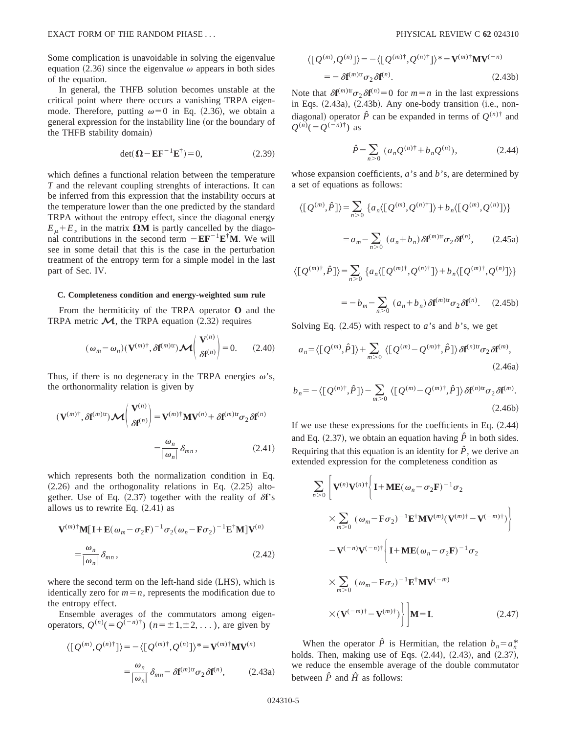Some complication is unavoidable in solving the eigenvalue equation (2.36) since the eigenvalue $\omega$ appears in both sides of the equation.

In general, the THFB solution becomes unstable at the critical point where there occurs a vanishing TRPA eigenmode. Therefore, putting $\omega=0$ in Eq. (2.36), we obtain a general expression for the instability line (or the boundary of the THFB stability domain)

$$\det(\mathbf{\Omega}-\mathbf{E}\mathbf{F}^{-1}\mathbf{E}^{\dagger})=0, \tag{2.39}$$

which defines a functional relation between the temperature $T$ and the relevant coupling strenghts of interactions. It can be inferred from this expression that the instability occurs at the temperature lower than the one predicted by the standard TRPA without the entropy effect, since the diagonal energy $E_\mu+E_\nu$ in the matrix $\mathbf{\Omega M}$ is partly cancelled by the diagonal contributions in the second term $-\mathbf{E}\mathbf{F}^{-1}\mathbf{E}^{\dagger}\mathbf{M}$. We will see in some detail that this is the case in the perturbation treatment of the entropy term for a simple model in the last part of Sec. IV.

### C. Completeness condition and energy-weighted sum rule

From the hermiticity of the TRPA operator $\mathbf{O}$ and the TRPA metric $\mathcal{M}$, the TRPA equation (2.32) requires

$$(\omega_m-\omega_n)(\mathbf{V}^{(m)\dagger},\delta\mathbf{f}^{(m)\mathrm{tr}})\mathcal{M}\begin{pmatrix}\mathbf{V}^{(n)}\\ \delta\mathbf{f}^{(n)}\end{pmatrix}=0. \tag{2.40}$$

Thus, if there is no degeneracy in the TRPA energies $\omega$'s, the orthonormality relation is given by

$$(\mathbf{V}^{(m)\dagger},\delta\mathbf{f}^{(m)\mathrm{tr}})\mathcal{M}\begin{pmatrix}\mathbf{V}^{(n)}\\ \delta\mathbf{f}^{(n)}\end{pmatrix}=\mathbf{V}^{(m)\dagger}\mathbf{M}\mathbf{V}^{(n)}+\delta\mathbf{f}^{(m)\mathrm{tr}}\sigma_2\delta\mathbf{f}^{(n)}$$
$$=\frac{\omega_n}{|\omega_n|}\delta_{mn}, \tag{2.41}$$

which represents both the normalization condition in Eq. (2.26) and the orthogonality relations in Eq. (2.25) altogether. Use of Eq. (2.37) together with the reality of $\delta\mathbf{f}$'s allows us to rewrite Eq. (2.41) as

$$\mathbf{V}^{(m)\dagger}\mathbf{M}[\mathbf{I}+\mathbf{E}(\omega_m-\sigma_2\mathbf{F})^{-1}\sigma_2(\omega_n-\mathbf{F}\sigma_2)^{-1}\mathbf{E}^{\dagger}\mathbf{M}]\mathbf{V}^{(n)}$$
$$=\frac{\omega_n}{|\omega_n|}\delta_{mn}, \tag{2.42}$$

where the second term on the left-hand side (LHS), which is identically zero for $m=n$, represents the modification due to the entropy effect.

Ensemble averages of the commutators among eigenoperators, $Q^{(n)}(=Q^{(-n)\dagger})$ $(n=\pm1,\pm2,\dots)$, are given by

$$\langle[Q^{(m)},Q^{(n)\dagger}]\rangle=-\langle[Q^{(m)\dagger},Q^{(n)}]\rangle^{*}=\mathbf{V}^{(m)\dagger}\mathbf{M}\mathbf{V}^{(n)}$$
$$=\frac{\omega_n}{|\omega_n|}\delta_{mn}-\delta\mathbf{f}^{(m)\mathrm{tr}}\sigma_2\delta\mathbf{f}^{(n)}, \tag{2.43a}$$

$$\langle[Q^{(m)},Q^{(n)}]\rangle=-\langle[Q^{(m)\dagger},Q^{(n)\dagger}]\rangle^{*}=\mathbf{V}^{(m)\dagger}\mathbf{M}\mathbf{V}^{(-n)}$$
$$=-\delta\mathbf{f}^{(m)\mathrm{tr}}\sigma_2\delta\mathbf{f}^{(n)}. \tag{2.43b}$$

Note that $\delta\mathbf{f}^{(m)\mathrm{tr}}\sigma_2\delta\mathbf{f}^{(n)}=0$ for $m=n$ in the last expressions in Eqs. (2.43a), (2.43b). Any one-body transition (i.e., nondiagonal) operator $\hat{P}$ can be expanded in terms of $Q^{(n)\dagger}$ and $Q^{(n)}(=Q^{(-n)\dagger})$ as

$$\hat{P}=\sum_{n>0}(a_nQ^{(n)\dagger}+b_nQ^{(n)}), \tag{2.44}$$

whose expansion coefficients, $a$'s and $b$'s, are determined by a set of equations as follows:

$$\langle[Q^{(m)},\hat{P}]\rangle=\sum_{n>0}\{a_n\langle[Q^{(m)},Q^{(n)\dagger}]\rangle+b_n\langle[Q^{(m)},Q^{(n)}]\rangle\}$$
$$=a_m-\sum_{n>0}(a_n+b_n)\delta\mathbf{f}^{(m)\mathrm{tr}}\sigma_2\delta\mathbf{f}^{(n)}, \tag{2.45a}$$

$$\langle[Q^{(m)\dagger},\hat{P}]\rangle=\sum_{n>0}\{a_n\langle[Q^{(m)\dagger},Q^{(n)\dagger}]\rangle+b_n\langle[Q^{(m)\dagger},Q^{(n)}]\rangle\}$$
$$=-b_m-\sum_{n>0}(a_n+b_n)\delta\mathbf{f}^{(m)\mathrm{tr}}\sigma_2\delta\mathbf{f}^{(n)}. \tag{2.45b}$$

Solving Eq. (2.45) with respect to $a$'s and $b$'s, we get

$$a_n=\langle[Q^{(n)},\hat{P}]\rangle+\sum_{m>0}\langle[Q^{(m)}-Q^{(m)\dagger},\hat{P}]\rangle\delta\mathbf{f}^{(n)\mathrm{tr}}\sigma_2\delta\mathbf{f}^{(m)}, \tag{2.46a}$$

$$b_n=-\langle[Q^{(n)\dagger},\hat{P}]\rangle-\sum_{m>0}\langle[Q^{(m)}-Q^{(m)\dagger},\hat{P}]\rangle\delta\mathbf{f}^{(n)\mathrm{tr}}\sigma_2\delta\mathbf{f}^{(m)}. \tag{2.46b}$$

If we use these expressions for the coefficients in Eq. (2.44) and Eq. (2.37), we obtain an equation having $\hat{P}$ in both sides. Requiring that this equation is an identity for $\hat{P}$, we derive an extended expression for the completeness condition as

$$\sum_{n>0}\Bigg[\mathbf{V}^{(n)}\mathbf{V}^{(n)\dagger}\Bigg\{\mathbf{I}+\mathbf{M}\mathbf{E}(\omega_n-\sigma_2\mathbf{F})^{-1}\sigma_2\times\sum_{m>0}(\omega_m-\mathbf{F}\sigma_2)^{-1}\mathbf{E}^{\dagger}\mathbf{M}\mathbf{V}^{(m)}(\mathbf{V}^{(m)\dagger}-\mathbf{V}^{(-m)\dagger})\Bigg\}$$
$$-\mathbf{V}^{(-n)}\mathbf{V}^{(-n)\dagger}\Bigg\{\mathbf{I}+\mathbf{M}\mathbf{E}(\omega_n-\sigma_2\mathbf{F})^{-1}\sigma_2\times\sum_{m>0}(\omega_m-\mathbf{F}\sigma_2)^{-1}\mathbf{E}^{\dagger}\mathbf{M}\mathbf{V}^{(-m)}\times(\mathbf{V}^{(-m)\dagger}-\mathbf{V}^{(m)\dagger})\Bigg\}\Bigg]\mathbf{M}=\mathbf{I}. \tag{2.47}$$

When the operator $\hat{P}$ is Hermitian, the relation $b_n=a_n^{*}$ holds. Then, making use of Eqs. (2.44), (2.43), and (2.37), we reduce the ensemble average of the double commutator between $\hat{P}$ and $\hat{H}$ as follows: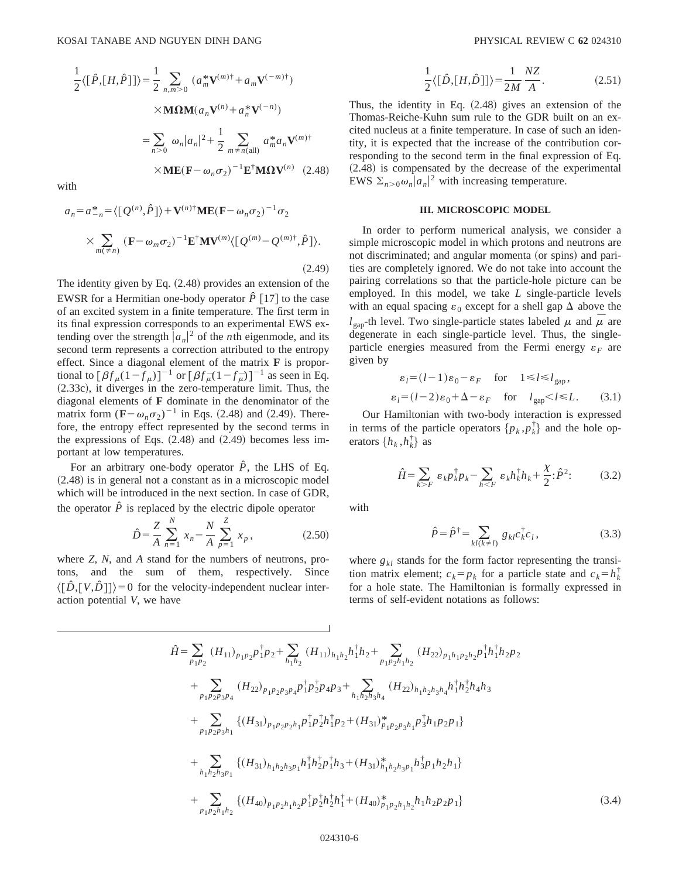$$
\begin{aligned}
\frac{1}{2}\langle[\hat{P},[H,\hat{P}]]\rangle &= \frac{1}{2}\sum_{n,m>0}(a_m^*\mathbf{V}^{(m)\dagger}+a_m\mathbf{V}^{(-m)\dagger}) \\
&\quad\times\mathbf{M}\boldsymbol{\Omega}\mathbf{M}(a_n\mathbf{V}^{(n)}+a_n^*\mathbf{V}^{(-n)}) \\
&= \sum_{n>0}\omega_n|a_n|^2+\frac{1}{2}\sum_{m\neq n(\text{all})}a_m^*a_n\mathbf{V}^{(m)\dagger} \\
&\quad\times\mathbf{ME}(\mathbf{F}-\omega_n\sigma_2)^{-1}\mathbf{E}^\dagger\mathbf{M}\boldsymbol{\Omega}\mathbf{V}^{(n)} \qquad (2.48)
\end{aligned}
$$

with

$$
\begin{aligned}
a_n = a_{-n}^* &= \langle[Q^{(n)},\hat{P}]\rangle+\mathbf{V}^{(n)\dagger}\mathbf{ME}(\mathbf{F}-\omega_n\sigma_2)^{-1}\sigma_2 \\
&\quad\times\sum_{m(\neq n)}(\mathbf{F}-\omega_m\sigma_2)^{-1}\mathbf{E}^\dagger\mathbf{MV}^{(m)}\langle[Q^{(m)}-Q^{(m)\dagger},\hat{P}]\rangle.
\end{aligned} \tag{2.49}
$$

The identity given by Eq. (2.48) provides an extension of the EWSR for a Hermitian one-body operator $\hat{P}$ [17] to the case of an excited system in a finite temperature. The first term in its final expression corresponds to an experimental EWS extending over the strength $|a_n|^2$ of the $n$th eigenmode, and its second term represents a correction attributed to the entropy effect. Since a diagonal element of the matrix $\mathbf{F}$ is proportional to $[\beta f_\mu(1-f_\mu)]^{-1}$ or $[\beta f_{\bar{\mu}}(1-f_{\bar{\mu}})]^{-1}$ as seen in Eq. (2.33c), it diverges in the zero-temperature limit. Thus, the diagonal elements of $\mathbf{F}$ dominate in the denominator of the matrix form $(\mathbf{F}-\omega_n\sigma_2)^{-1}$ in Eqs. (2.48) and (2.49). Therefore, the entropy effect represented by the second terms in the expressions of Eqs. (2.48) and (2.49) becomes less important at low temperatures.

For an arbitrary one-body operator $\hat{P}$, the LHS of Eq. (2.48) is in general not a constant as in a microscopic model which will be introduced in the next section. In case of GDR, the operator $\hat{P}$ is replaced by the electric dipole operator

$$
\hat{D}=\frac{Z}{A}\sum_{n=1}^{N}x_n-\frac{N}{A}\sum_{p=1}^{Z}x_p, \tag{2.50}
$$

where $Z$, $N$, and $A$ stand for the numbers of neutrons, protons, and the sum of them, respectively. Since $\langle[\hat{D},[V,\hat{D}]]\rangle=0$ for the velocity-independent nuclear interaction potential $V$, we have

$$
\frac{1}{2}\langle[\hat{D},[H,\hat{D}]]\rangle=\frac{1}{2M}\frac{NZ}{A}. \tag{2.51}
$$

Thus, the identity in Eq. (2.48) gives an extension of the Thomas-Reiche-Kuhn sum rule to the GDR built on an excited nucleus at a finite temperature. In case of such an identity, it is expected that the increase of the contribution corresponding to the second term in the final expression of Eq. (2.48) is compensated by the decrease of the experimental EWS $\Sigma_{n>0}\omega_n|a_n|^2$ with increasing temperature.

## III. MICROSCOPIC MODEL

In order to perform numerical analysis, we consider a simple microscopic model in which protons and neutrons are not discriminated; and angular momenta (or spins) and parities are completely ignored. We do not take into account the pairing correlations so that the particle-hole picture can be employed. In this model, we take $L$ single-particle levels with an equal spacing $\varepsilon_0$ except for a shell gap $\Delta$ above the $l_{\text{gap}}$-th level. Two single-particle states labeled $\mu$ and $\bar{\mu}$ are degenerate in each single-particle level. Thus, the single-particle energies measured from the Fermi energy $\varepsilon_F$ are given by

$$
\begin{aligned}
\varepsilon_l &= (l-1)\varepsilon_0-\varepsilon_F \quad \text{for} \quad 1\leqslant l\leqslant l_{\text{gap}}, \\
\varepsilon_l &= (l-2)\varepsilon_0+\Delta-\varepsilon_F \quad \text{for} \quad l_{\text{gap}}<l\leqslant L.
\end{aligned} \tag{3.1}
$$

Our Hamiltonian with two-body interaction is expressed in terms of the particle operators $\{p_k,p_k^\dagger\}$ and the hole operators $\{h_k,h_k^\dagger\}$ as

$$
\hat{H}=\sum_{k>F}\varepsilon_k p_k^\dagger p_k-\sum_{h<F}\varepsilon_k h_k^\dagger h_k+\frac{\chi}{2}:\hat{P}^2: \tag{3.2}
$$

with

$$
\hat{P}=\hat{P}^\dagger=\sum_{kl(k\neq l)}g_{kl}c_k^\dagger c_l, \tag{3.3}
$$

where $g_{kl}$ stands for the form factor representing the transition matrix element; $c_k=p_k$ for a particle state and $c_k=h_k^\dagger$ for a hole state. The Hamiltonian is formally expressed in terms of self-evident notations as follows:

$$
\begin{aligned}
\hat{H} &= \sum_{p_1p_2}(H_{11})_{p_1p_2}p_1^\dagger p_2+\sum_{h_1h_2}(H_{11})_{h_1h_2}h_1^\dagger h_2+\sum_{p_1p_2h_1h_2}(H_{22})_{p_1h_1p_2h_2}p_1^\dagger h_1^\dagger h_2p_2 \\
&\quad+\sum_{p_1p_2p_3p_4}(H_{22})_{p_1p_2p_3p_4}p_1^\dagger p_2^\dagger p_4p_3+\sum_{h_1h_2h_3h_4}(H_{22})_{h_1h_2h_3h_4}h_1^\dagger h_2^\dagger h_4h_3 \\
&\quad+\sum_{p_1p_2p_3h_1}\{(H_{31})_{p_1p_2p_2h_1}p_1^\dagger p_2^\dagger h_1^\dagger p_2+(H_{31})^*_{p_1p_2p_3h_1}p_3^\dagger h_1p_2p_1\} \\
&\quad+\sum_{h_1h_2h_3p_1}\{(H_{31})_{h_1h_2h_3p_1}h_1^\dagger h_2^\dagger p_1^\dagger h_3+(H_{31})^*_{h_1h_2h_3p_1}h_3^\dagger p_1h_2h_1\} \\
&\quad+\sum_{p_1p_2h_1h_2}\{(H_{40})_{p_1p_2h_1h_2}p_1^\dagger p_2^\dagger h_2^\dagger h_1^\dagger+(H_{40})^*_{p_1p_2h_1h_2}h_1h_2p_2p_1\}
\end{aligned} \tag{3.4}
$$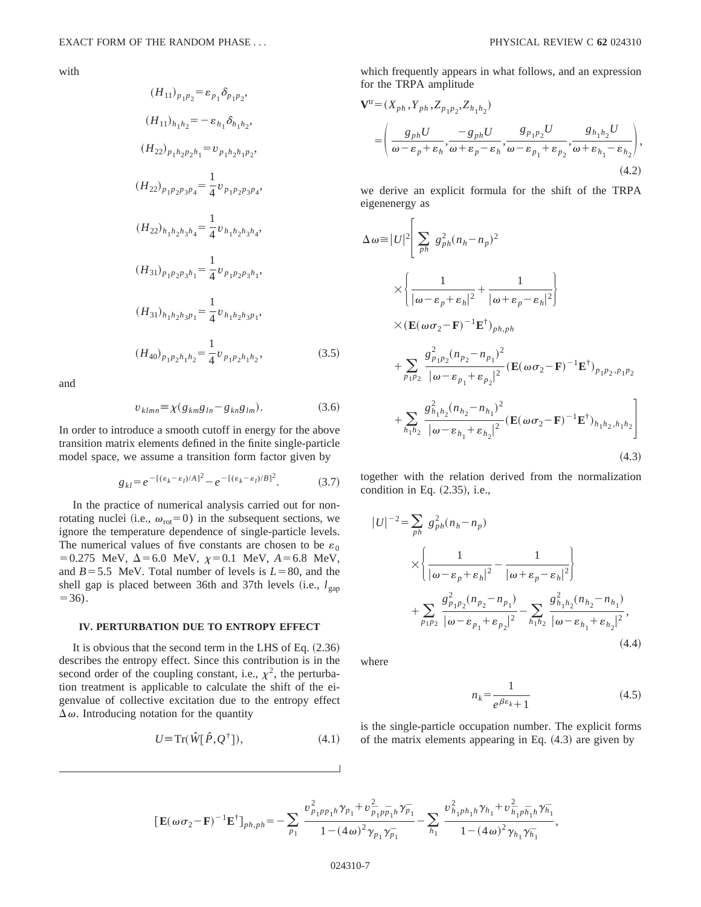with

$$(H_{11})_{p_1p_2}=\varepsilon_{p_1}\delta_{p_1p_2},$$

$$(H_{11})_{h_1h_2}=-\varepsilon_{h_1}\delta_{h_1h_2},$$

$$(H_{22})_{p_1h_2p_2h_1}=v_{p_1h_2h_1p_2},$$

$$(H_{22})_{p_1p_2p_3p_4}=\frac{1}{4}v_{p_1p_2p_3p_4},$$

$$(H_{22})_{h_1h_2h_3h_4}=\frac{1}{4}v_{h_1h_2h_3h_4},$$

$$(H_{31})_{p_1p_2p_3h_1}=\frac{1}{4}v_{p_1p_2p_3h_1},$$

$$(H_{31})_{h_1h_2h_3p_1}=\frac{1}{4}v_{h_1h_2h_3p_1},$$

$$(H_{40})_{p_1p_2h_1h_2}=\frac{1}{4}v_{p_1p_2h_1h_2}, \tag{3.5}$$

and

$$v_{klmn}\equiv\chi(g_{km}g_{ln}-g_{kn}g_{lm}). \tag{3.6}$$

In order to introduce a smooth cutoff in energy for the above transition matrix elements defined in the finite single-particle model space, we assume a transition form factor given by

$$g_{kl}=e^{-[(\varepsilon_k-\varepsilon_l)/A]^2}-e^{-[(\varepsilon_k-\varepsilon_l)/B]^2}. \tag{3.7}$$

In the practice of numerical analysis carried out for non-rotating nuclei (i.e., $\omega_{\rm rot}=0$) in the subsequent sections, we ignore the temperature dependence of single-particle levels. The numerical values of five constants are chosen to be $\varepsilon_0=0.275$ MeV, $\Delta=6.0$ MeV, $\chi=0.1$ MeV, $A=6.8$ MeV, and $B=5.5$ MeV. Total number of levels is $L=80$, and the shell gap is placed between 36th and 37th levels (i.e., $l_{\rm gap}=36$).

## IV. PERTURBATION DUE TO ENTROPY EFFECT

It is obvious that the second term in the LHS of Eq. (2.36) describes the entropy effect. Since this contribution is in the second order of the coupling constant, i.e., $\chi^2$, the perturbation treatment is applicable to calculate the shift of the eigenvalue of collective excitation due to the entropy effect $\Delta\omega$. Introducing notation for the quantity

$$U\equiv{\rm Tr}(\hat{W}[\hat{P},Q^\dagger]), \tag{4.1}$$

which frequently appears in what follows, and an expression for the TRPA amplitude

$$\mathbf{V}^{\rm tr}=(X_{ph},Y_{ph},Z_{p_1p_2},Z_{h_1h_2})$$
$$=\left(\frac{g_{ph}U}{\omega-\varepsilon_p+\varepsilon_h},\frac{-g_{ph}U}{\omega+\varepsilon_p-\varepsilon_h},\frac{g_{p_1p_2}U}{\omega-\varepsilon_{p_1}+\varepsilon_{p_2}},\frac{g_{h_1h_2}U}{\omega+\varepsilon_{h_1}-\varepsilon_{h_2}}\right), \tag{4.2}$$

we derive an explicit formula for the shift of the TRPA eigenenergy as

$$\begin{aligned}\Delta\omega\cong|U|^2\Bigg[&\sum_{ph}g_{ph}^2(n_h-n_p)^2\\&\times\left\{\frac{1}{|\omega-\varepsilon_p+\varepsilon_h|^2}+\frac{1}{|\omega+\varepsilon_p-\varepsilon_h|^2}\right\}\\&\times(\mathbf{E}(\omega\sigma_2-\mathbf{F})^{-1}\mathbf{E}^\dagger)_{ph,ph}\\&+\sum_{p_1p_2}\frac{g_{p_1p_2}^2(n_{p_2}-n_{p_1})^2}{|\omega-\varepsilon_{p_1}+\varepsilon_{p_2}|^2}(\mathbf{E}(\omega\sigma_2-\mathbf{F})^{-1}\mathbf{E}^\dagger)_{p_1p_2,p_1p_2}\\&+\sum_{h_1h_2}\frac{g_{h_1h_2}^2(n_{h_2}-n_{h_1})^2}{|\omega-\varepsilon_{h_1}+\varepsilon_{h_2}|^2}(\mathbf{E}(\omega\sigma_2-\mathbf{F})^{-1}\mathbf{E}^\dagger)_{h_1h_2,h_1h_2}\Bigg]\end{aligned} \tag{4.3}$$

together with the relation derived from the normalization condition in Eq. (2.35), i.e.,

$$\begin{aligned}|U|^{-2}=&\sum_{ph}g_{ph}^2(n_h-n_p)\\&\times\left\{\frac{1}{|\omega-\varepsilon_p+\varepsilon_h|^2}-\frac{1}{|\omega+\varepsilon_p-\varepsilon_h|^2}\right\}\\&+\sum_{p_1p_2}\frac{g_{p_1p_2}^2(n_{p_2}-n_{p_1})}{|\omega-\varepsilon_{p_1}+\varepsilon_{p_2}|^2}-\sum_{h_1h_2}\frac{g_{h_1h_2}^2(n_{h_2}-n_{h_1})}{|\omega-\varepsilon_{h_1}+\varepsilon_{h_2}|^2},\end{aligned} \tag{4.4}$$

where

$$n_k=\frac{1}{e^{\beta\varepsilon_k}+1} \tag{4.5}$$

is the single-particle occupation number. The explicit forms of the matrix elements appearing in Eq. (4.3) are given by

$$[\mathbf{E}(\omega\sigma_2-\mathbf{F})^{-1}\mathbf{E}^\dagger]_{ph,ph}=-\sum_{p_1}\frac{v_{p_1pp_1h}^2\gamma_{p_1}+v_{\bar{p}_1p\bar{p}_1h}^2\gamma_{\bar{p}_1}}{1-(4\omega)^2\gamma_{p_1}\gamma_{\bar{p}_1}}-\sum_{h_1}\frac{v_{h_1ph_1h}^2\gamma_{h_1}+v_{\bar{h}_1p\bar{h}_1h}^2\gamma_{\bar{h}_1}}{1-(4\omega)^2\gamma_{h_1}\gamma_{\bar{h}_1}},$$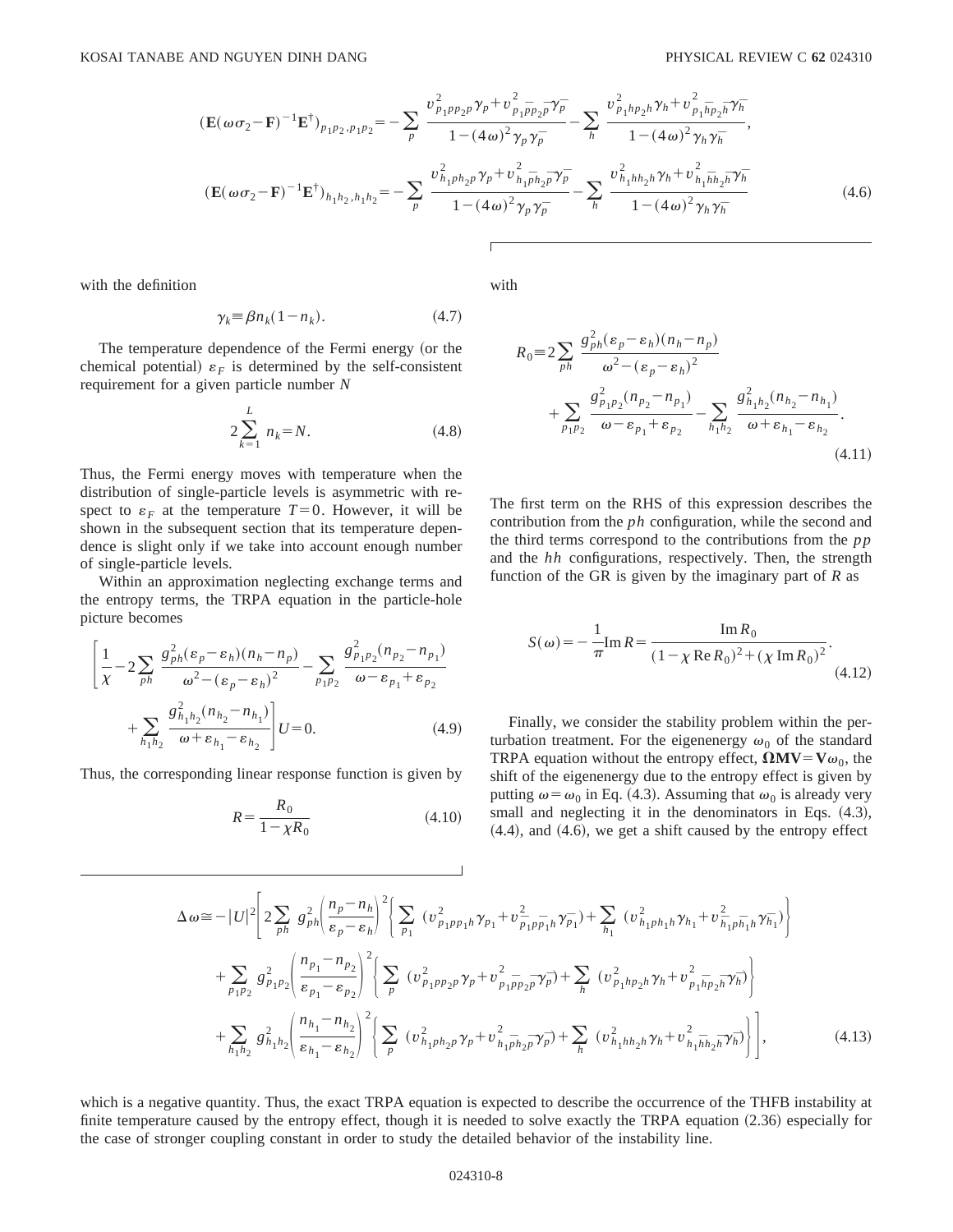$$(\mathbf{E}(\omega\sigma_2-\mathbf{F})^{-1}\mathbf{E}^\dagger)_{p_1p_2,p_1p_2}=-\sum_p \frac{v^2_{p_1pp_2p}\gamma_p+v^2_{p_1\bar{p}p_2\bar{p}}\gamma_{\bar{p}}}{1-(4\omega)^2\gamma_p\gamma_{\bar{p}}}-\sum_h \frac{v^2_{p_1hp_2h}\gamma_h+v^2_{p_1\bar{h}p_2\bar{h}}\gamma_{\bar{h}}}{1-(4\omega)^2\gamma_h\gamma_{\bar{h}}},$$

$$(\mathbf{E}(\omega\sigma_2-\mathbf{F})^{-1}\mathbf{E}^\dagger)_{h_1h_2,h_1h_2}=-\sum_p \frac{v^2_{h_1ph_2p}\gamma_p+v^2_{h_1\bar{p}h_2\bar{p}}\gamma_{\bar{p}}}{1-(4\omega)^2\gamma_p\gamma_{\bar{p}}}-\sum_h \frac{v^2_{h_1hh_2h}\gamma_h+v^2_{h_1\bar{h}h_2\bar{h}}\gamma_{\bar{h}}}{1-(4\omega)^2\gamma_h\gamma_{\bar{h}}} \tag{4.6}$$

with the definition

$$\gamma_k\equiv\beta n_k(1-n_k). \tag{4.7}$$

The temperature dependence of the Fermi energy (or the chemical potential) $\varepsilon_F$ is determined by the self-consistent requirement for a given particle number $N$

$$2\sum_{k=1}^{L} n_k=N. \tag{4.8}$$

Thus, the Fermi energy moves with temperature when the distribution of single-particle levels is asymmetric with respect to $\varepsilon_F$ at the temperature $T=0$. However, it will be shown in the subsequent section that its temperature dependence is slight only if we take into account enough number of single-particle levels.

Within an approximation neglecting exchange terms and the entropy terms, the TRPA equation in the particle-hole picture becomes

$$\left[\frac{1}{\chi}-2\sum_{ph}\frac{g^2_{ph}(\varepsilon_p-\varepsilon_h)(n_h-n_p)}{\omega^2-(\varepsilon_p-\varepsilon_h)^2}-\sum_{p_1p_2}\frac{g^2_{p_1p_2}(n_{p_2}-n_{p_1})}{\omega-\varepsilon_{p_1}+\varepsilon_{p_2}}+\sum_{h_1h_2}\frac{g^2_{h_1h_2}(n_{h_2}-n_{h_1})}{\omega+\varepsilon_{h_1}-\varepsilon_{h_2}}\right]U=0. \tag{4.9}$$

Thus, the corresponding linear response function is given by

$$R=\frac{R_0}{1-\chi R_0} \tag{4.10}$$

with

$$R_0\equiv 2\sum_{ph}\frac{g^2_{ph}(\varepsilon_p-\varepsilon_h)(n_h-n_p)}{\omega^2-(\varepsilon_p-\varepsilon_h)^2}+\sum_{p_1p_2}\frac{g^2_{p_1p_2}(n_{p_2}-n_{p_1})}{\omega-\varepsilon_{p_1}+\varepsilon_{p_2}}-\sum_{h_1h_2}\frac{g^2_{h_1h_2}(n_{h_2}-n_{h_1})}{\omega+\varepsilon_{h_1}-\varepsilon_{h_2}}. \tag{4.11}$$

The first term on the RHS of this expression describes the contribution from the $ph$ configuration, while the second and the third terms correspond to the contributions from the $pp$ and the $hh$ configurations, respectively. Then, the strength function of the GR is given by the imaginary part of $R$ as

$$S(\omega)=-\frac{1}{\pi}\mathrm{Im}\,R=\frac{\mathrm{Im}\,R_0}{(1-\chi\,\mathrm{Re}\,R_0)^2+(\chi\,\mathrm{Im}\,R_0)^2}. \tag{4.12}$$

Finally, we consider the stability problem within the perturbation treatment. For the eigenenergy $\omega_0$ of the standard TRPA equation without the entropy effect, $\mathbf{\Omega MV}=\mathbf{V}\omega_0$, the shift of the eigenenergy due to the entropy effect is given by putting $\omega=\omega_0$ in Eq. (4.3). Assuming that $\omega_0$ is already very small and neglecting it in the denominators in Eqs. (4.3), (4.4), and (4.6), we get a shift caused by the entropy effect

$$\begin{aligned}\Delta\omega\cong-|U|^2\Bigg[&2\sum_{ph}g^2_{ph}\left(\frac{n_p-n_h}{\varepsilon_p-\varepsilon_h}\right)^2\left\{\sum_{p_1}(v^2_{p_1pp_1h}\gamma_{p_1}+v^2_{\bar{p}_1p\bar{p}_1h}\gamma_{\bar{p}_1})+\sum_{h_1}(v^2_{h_1ph_1h}\gamma_{h_1}+v^2_{\bar{h}_1p\bar{h}_1h}\gamma_{\bar{h}_1})\right\}\\&+\sum_{p_1p_2}g^2_{p_1p_2}\left(\frac{n_{p_1}-n_{p_2}}{\varepsilon_{p_1}-\varepsilon_{p_2}}\right)^2\left\{\sum_p(v^2_{p_1pp_2p}\gamma_p+v^2_{p_1\bar{p}p_2\bar{p}}\gamma_{\bar{p}})+\sum_h(v^2_{p_1hp_2h}\gamma_h+v^2_{p_1\bar{h}p_2\bar{h}}\gamma_{\bar{h}})\right\}\\&+\sum_{h_1h_2}g^2_{h_1h_2}\left(\frac{n_{h_1}-n_{h_2}}{\varepsilon_{h_1}-\varepsilon_{h_2}}\right)^2\left\{\sum_p(v^2_{h_1ph_2p}\gamma_p+v^2_{h_1\bar{p}h_2\bar{p}}\gamma_{\bar{p}})+\sum_h(v^2_{h_1hh_2h}\gamma_h+v^2_{h_1\bar{h}h_2\bar{h}}\gamma_{\bar{h}})\right\}\Bigg],\end{aligned} \tag{4.13}$$

which is a negative quantity. Thus, the exact TRPA equation is expected to describe the occurrence of the THFB instability at finite temperature caused by the entropy effect, though it is needed to solve exactly the TRPA equation (2.36) especially for the case of stronger coupling constant in order to study the detailed behavior of the instability line.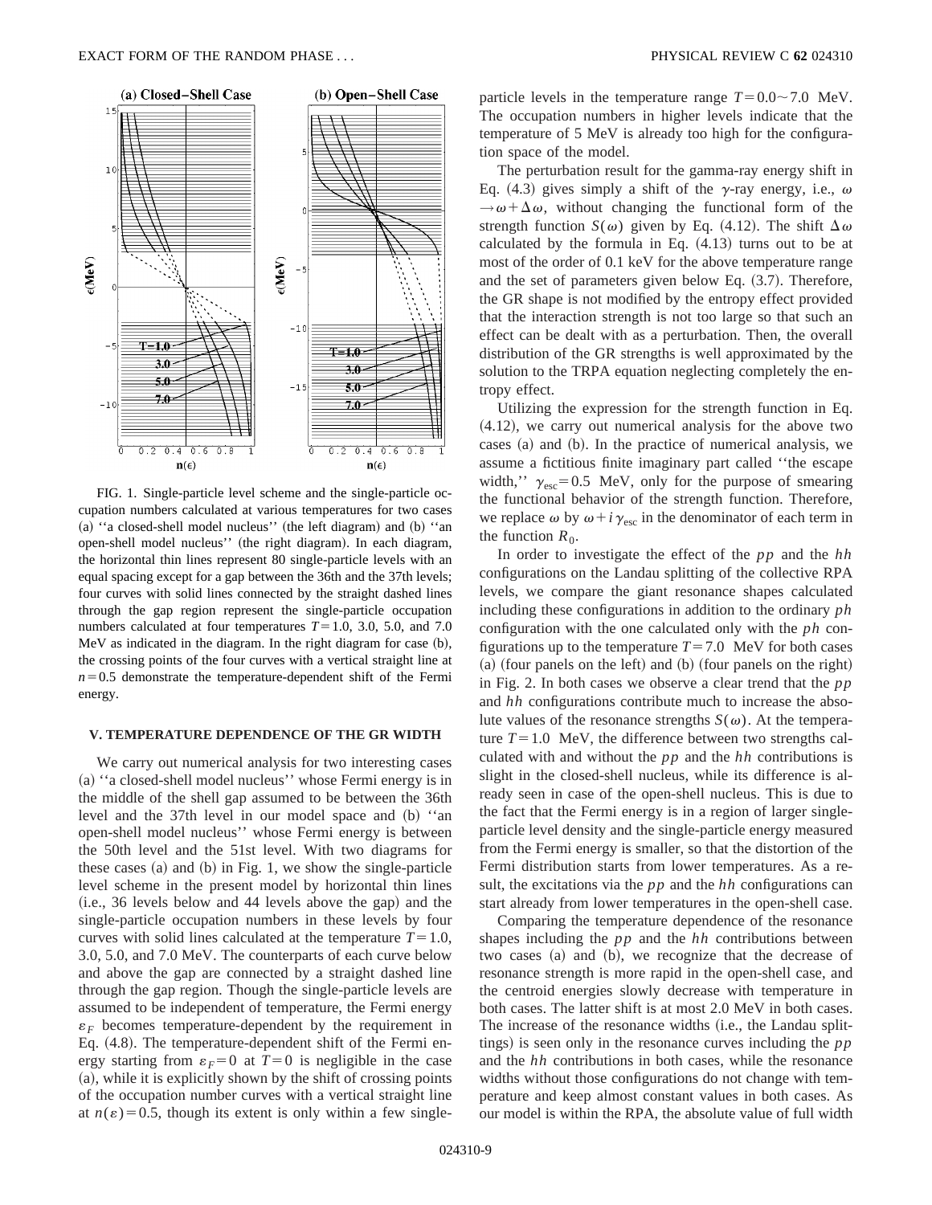FIG. 1. Single-particle level scheme and the single-particle occupation numbers calculated at various temperatures for two cases (a) ''a closed-shell model nucleus'' (the left diagram) and (b) ''an open-shell model nucleus'' (the right diagram). In each diagram, the horizontal thin lines represent 80 single-particle levels with an equal spacing except for a gap between the 36th and the 37th levels; four curves with solid lines connected by the straight dashed lines through the gap region represent the single-particle occupation numbers calculated at four temperatures $T=1.0$, 3.0, 5.0, and 7.0 MeV as indicated in the diagram. In the right diagram for case (b), the crossing points of the four curves with a vertical straight line at $n=0.5$ demonstrate the temperature-dependent shift of the Fermi energy.

## V. TEMPERATURE DEPENDENCE OF THE GR WIDTH

We carry out numerical analysis for two interesting cases (a) ''a closed-shell model nucleus'' whose Fermi energy is in the middle of the shell gap assumed to be between the 36th level and the 37th level in our model space and (b) ''an open-shell model nucleus'' whose Fermi energy is between the 50th level and the 51st level. With two diagrams for these cases (a) and (b) in Fig. 1, we show the single-particle level scheme in the present model by horizontal thin lines (i.e., 36 levels below and 44 levels above the gap) and the single-particle occupation numbers in these levels by four curves with solid lines calculated at the temperature $T=1.0$, 3.0, 5.0, and 7.0 MeV. The counterparts of each curve below and above the gap are connected by a straight dashed line through the gap region. Though the single-particle levels are assumed to be independent of temperature, the Fermi energy $\varepsilon_F$ becomes temperature-dependent by the requirement in Eq. (4.8). The temperature-dependent shift of the Fermi energy starting from $\varepsilon_F=0$ at $T=0$ is negligible in the case (a), while it is explicitly shown by the shift of crossing points of the occupation number curves with a vertical straight line at $n(\varepsilon)=0.5$, though its extent is only within a few single-particle levels in the temperature range $T=0.0\sim7.0$ MeV. The occupation numbers in higher levels indicate that the temperature of 5 MeV is already too high for the configuration space of the model.

The perturbation result for the gamma-ray energy shift in Eq. (4.3) gives simply a shift of the $\gamma$-ray energy, i.e., $\omega\rightarrow\omega+\Delta\omega$, without changing the functional form of the strength function $S(\omega)$ given by Eq. (4.12). The shift $\Delta\omega$ calculated by the formula in Eq. (4.13) turns out to be at most of the order of 0.1 keV for the above temperature range and the set of parameters given below Eq. (3.7). Therefore, the GR shape is not modified by the entropy effect provided that the interaction strength is not too large so that such an effect can be dealt with as a perturbation. Then, the overall distribution of the GR strengths is well approximated by the solution to the TRPA equation neglecting completely the entropy effect.

Utilizing the expression for the strength function in Eq. (4.12), we carry out numerical analysis for the above two cases (a) and (b). In the practice of numerical analysis, we assume a fictitious finite imaginary part called ''the escape width,'' $\gamma_{\rm esc}=0.5$ MeV, only for the purpose of smearing the functional behavior of the strength function. Therefore, we replace $\omega$ by $\omega+i\gamma_{\rm esc}$ in the denominator of each term in the function $R_0$.

In order to investigate the effect of the $pp$ and the $hh$ configurations on the Landau splitting of the collective RPA levels, we compare the giant resonance shapes calculated including these configurations in addition to the ordinary $ph$ configuration with the one calculated only with the $ph$ configurations up to the temperature $T=7.0$ MeV for both cases (a) (four panels on the left) and (b) (four panels on the right) in Fig. 2. In both cases we observe a clear trend that the $pp$ and $hh$ configurations contribute much to increase the absolute values of the resonance strengths $S(\omega)$. At the temperature $T=1.0$ MeV, the difference between two strengths calculated with and without the $pp$ and the $hh$ contributions is slight in the closed-shell nucleus, while its difference is already seen in case of the open-shell nucleus. This is due to the fact that the Fermi energy is in a region of larger single-particle level density and the single-particle energy measured from the Fermi energy is smaller, so that the distortion of the Fermi distribution starts from lower temperatures. As a result, the excitations via the $pp$ and the $hh$ configurations can start already from lower temperatures in the open-shell case.

Comparing the temperature dependence of the resonance shapes including the $pp$ and the $hh$ contributions between two cases (a) and (b), we recognize that the decrease of resonance strength is more rapid in the open-shell case, and the centroid energies slowly decrease with temperature in both cases. The latter shift is at most 2.0 MeV in both cases. The increase of the resonance widths (i.e., the Landau splittings) is seen only in the resonance curves including the $pp$ and the $hh$ contributions in both cases, while the resonance widths without those configurations do not change with temperature and keep almost constant values in both cases. As our model is within the RPA, the absolute value of full width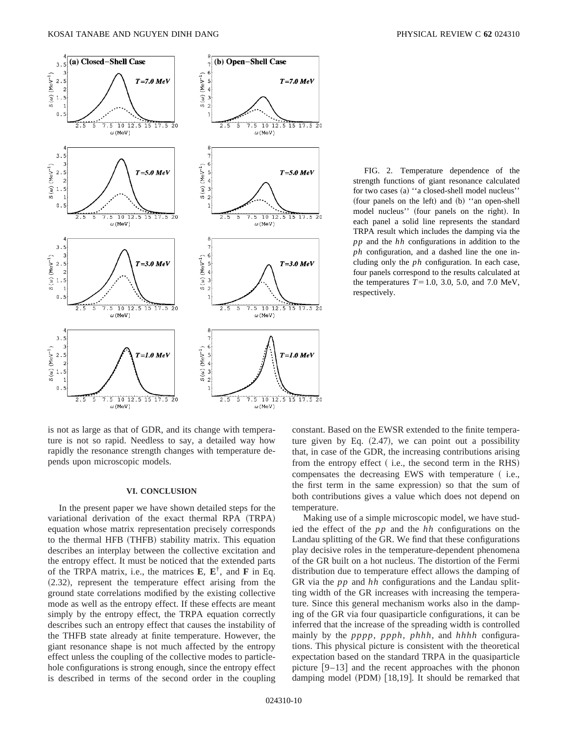FIG. 2. Temperature dependence of the strength functions of giant resonance calculated for two cases (a) ''a closed-shell model nucleus'' (four panels on the left) and (b) ''an open-shell model nucleus'' (four panels on the right). In each panel a solid line represents the standard TRPA result which includes the damping via the $pp$ and the $hh$ configurations in addition to the $ph$ configuration, and a dashed line the one including only the $ph$ configuration. In each case, four panels correspond to the results calculated at the temperatures $T = 1.0$, 3.0, 5.0, and 7.0 MeV, respectively.

is not as large as that of GDR, and its change with temperature is not so rapid. Needless to say, a detailed way how rapidly the resonance strength changes with temperature depends upon microscopic models.

## VI. CONCLUSION

In the present paper we have shown detailed steps for the variational derivation of the exact thermal RPA (TRPA) equation whose matrix representation precisely corresponds to the thermal HFB (THFB) stability matrix. This equation describes an interplay between the collective excitation and the entropy effect. It must be noticed that the extended parts of the TRPA matrix, i.e., the matrices $\mathbf{E}$, $\mathbf{E}^{\dagger}$, and $\mathbf{F}$ in Eq. (2.32), represent the temperature effect arising from the ground state correlations modified by the existing collective mode as well as the entropy effect. If these effects are meant simply by the entropy effect, the TRPA equation correctly describes such an entropy effect that causes the instability of the THFB state already at finite temperature. However, the giant resonance shape is not much affected by the entropy effect unless the coupling of the collective modes to particle-hole configurations is strong enough, since the entropy effect is described in terms of the second order in the coupling constant. Based on the EWSR extended to the finite temperature given by Eq. (2.47), we can point out a possibility that, in case of the GDR, the increasing contributions arising from the entropy effect ( i.e., the second term in the RHS) compensates the decreasing EWS with temperature ( i.e., the first term in the same expression) so that the sum of both contributions gives a value which does not depend on temperature.

Making use of a simple microscopic model, we have studied the effect of the $pp$ and the $hh$ configurations on the Landau splitting of the GR. We find that these configurations play decisive roles in the temperature-dependent phenomena of the GR built on a hot nucleus. The distortion of the Fermi distribution due to temperature effect allows the damping of GR via the $pp$ and $hh$ configurations and the Landau splitting width of the GR increases with increasing the temperature. Since this general mechanism works also in the damping of the GR via four quasiparticle configurations, it can be inferred that the increase of the spreading width is controlled mainly by the $pppp$, $ppph$, $phhh$, and $hhhh$ configurations. This physical picture is consistent with the theoretical expectation based on the standard TRPA in the quasiparticle picture [9–13] and the recent approaches with the phonon damping model (PDM) [18,19]. It should be remarked that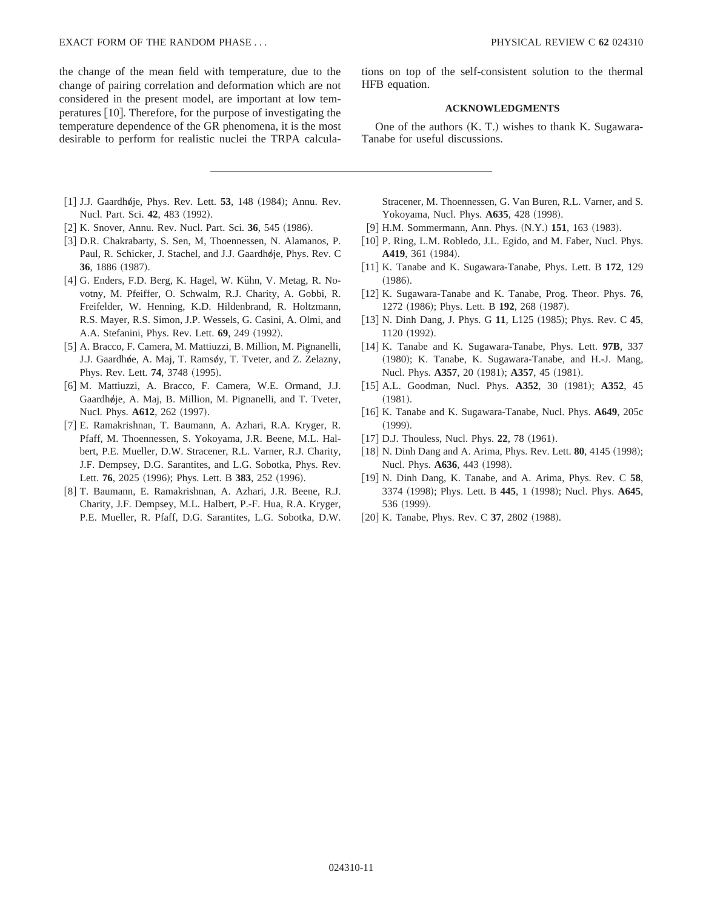the change of the mean field with temperature, due to the change of pairing correlation and deformation which are not considered in the present model, are important at low temperatures [10]. Therefore, for the purpose of investigating the temperature dependence of the GR phenomena, it is the most desirable to perform for realistic nuclei the TRPA calculations on top of the self-consistent solution to the thermal HFB equation.

### ACKNOWLEDGMENTS

One of the authors (K. T.) wishes to thank K. Sugawara-Tanabe for useful discussions.

---

[1] J.J. Gaardhøje, Phys. Rev. Lett. **53**, 148 (1984); Annu. Rev. Nucl. Part. Sci. **42**, 483 (1992).

[2] K. Snover, Annu. Rev. Nucl. Part. Sci. **36**, 545 (1986).

[3] D.R. Chakrabarty, S. Sen, M, Thoennessen, N. Alamanos, P. Paul, R. Schicker, J. Stachel, and J.J. Gaardhøje, Phys. Rev. C **36**, 1886 (1987).

[4] G. Enders, F.D. Berg, K. Hagel, W. Kühn, V. Metag, R. Novotny, M. Pfeiffer, O. Schwalm, R.J. Charity, A. Gobbi, R. Freifelder, W. Henning, K.D. Hildenbrand, R. Holtzmann, R.S. Mayer, R.S. Simon, J.P. Wessels, G. Casini, A. Olmi, and A.A. Stefanini, Phys. Rev. Lett. **69**, 249 (1992).

[5] A. Bracco, F. Camera, M. Mattiuzzi, B. Million, M. Pignanelli, J.J. Gaardhøe, A. Maj, T. Ramsøy, T. Tveter, and Z. Żelazny, Phys. Rev. Lett. **74**, 3748 (1995).

[6] M. Mattiuzzi, A. Bracco, F. Camera, W.E. Ormand, J.J. Gaardhøje, A. Maj, B. Million, M. Pignanelli, and T. Tveter, Nucl. Phys. **A612**, 262 (1997).

[7] E. Ramakrishnan, T. Baumann, A. Azhari, R.A. Kryger, R. Pfaff, M. Thoennessen, S. Yokoyama, J.R. Beene, M.L. Halbert, P.E. Mueller, D.W. Stracener, R.L. Varner, R.J. Charity, J.F. Dempsey, D.G. Sarantites, and L.G. Sobotka, Phys. Rev. Lett. **76**, 2025 (1996); Phys. Lett. B **383**, 252 (1996).

[8] T. Baumann, E. Ramakrishnan, A. Azhari, J.R. Beene, R.J. Charity, J.F. Dempsey, M.L. Halbert, P.-F. Hua, R.A. Kryger, P.E. Mueller, R. Pfaff, D.G. Sarantites, L.G. Sobotka, D.W. Stracener, M. Thoennessen, G. Van Buren, R.L. Varner, and S. Yokoyama, Nucl. Phys. **A635**, 428 (1998).

[9] H.M. Sommermann, Ann. Phys. (N.Y.) **151**, 163 (1983).

[10] P. Ring, L.M. Robledo, J.L. Egido, and M. Faber, Nucl. Phys. **A419**, 361 (1984).

[11] K. Tanabe and K. Sugawara-Tanabe, Phys. Lett. B **172**, 129 (1986).

[12] K. Sugawara-Tanabe and K. Tanabe, Prog. Theor. Phys. **76**, 1272 (1986); Phys. Lett. B **192**, 268 (1987).

[13] N. Dinh Dang, J. Phys. G **11**, L125 (1985); Phys. Rev. C **45**, 1120 (1992).

[14] K. Tanabe and K. Sugawara-Tanabe, Phys. Lett. **97B**, 337 (1980); K. Tanabe, K. Sugawara-Tanabe, and H.-J. Mang, Nucl. Phys. **A357**, 20 (1981); **A357**, 45 (1981).

[15] A.L. Goodman, Nucl. Phys. **A352**, 30 (1981); **A352**, 45 (1981).

[16] K. Tanabe and K. Sugawara-Tanabe, Nucl. Phys. **A649**, 205c (1999).

[17] D.J. Thouless, Nucl. Phys. **22**, 78 (1961).

[18] N. Dinh Dang and A. Arima, Phys. Rev. Lett. **80**, 4145 (1998); Nucl. Phys. **A636**, 443 (1998).

[19] N. Dinh Dang, K. Tanabe, and A. Arima, Phys. Rev. C **58**, 3374 (1998); Phys. Lett. B **445**, 1 (1998); Nucl. Phys. **A645**, 536 (1999).

[20] K. Tanabe, Phys. Rev. C **37**, 2802 (1988).